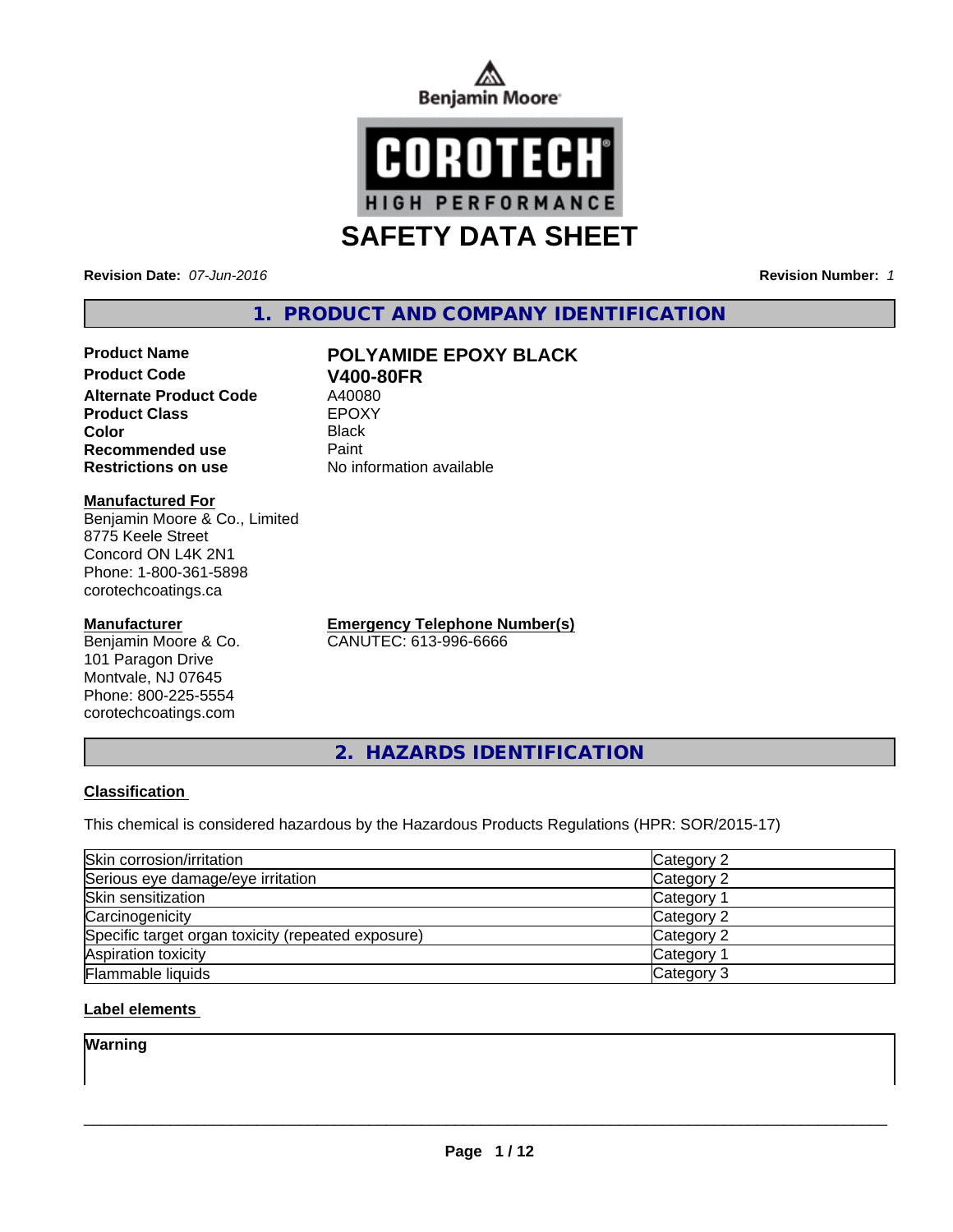Benjamin Moore

COROTECH®
HIGH PERFORMANCE

# SAFETY DATA SHEET

**Revision Date:** *07-Jun-2016* **Revision Number:** *1*

## 1. PRODUCT AND COMPANY IDENTIFICATION

| | |
|---|---|
| **Product Name** | **POLYAMIDE EPOXY BLACK** |
| **Product Code** | **V400-80FR** |
| **Alternate Product Code** | A40080 |
| **Product Class** | EPOXY |
| **Color** | Black |
| **Recommended use** | Paint |
| **Restrictions on use** | No information available |

**Manufactured For**
Benjamin Moore & Co., Limited
8775 Keele Street
Concord ON L4K 2N1
Phone: 1-800-361-5898
corotechcoatings.ca

**Manufacturer**
Benjamin Moore & Co.
101 Paragon Drive
Montvale, NJ 07645
Phone: 800-225-5554
corotechcoatings.com

**Emergency Telephone Number(s)**
CANUTEC: 613-996-6666

## 2. HAZARDS IDENTIFICATION

**Classification**

This chemical is considered hazardous by the Hazardous Products Regulations (HPR: SOR/2015-17)

| | |
|---|---|
| Skin corrosion/irritation | Category 2 |
| Serious eye damage/eye irritation | Category 2 |
| Skin sensitization | Category 1 |
| Carcinogenicity | Category 2 |
| Specific target organ toxicity (repeated exposure) | Category 2 |
| Aspiration toxicity | Category 1 |
| Flammable liquids | Category 3 |

**Label elements**

**Warning**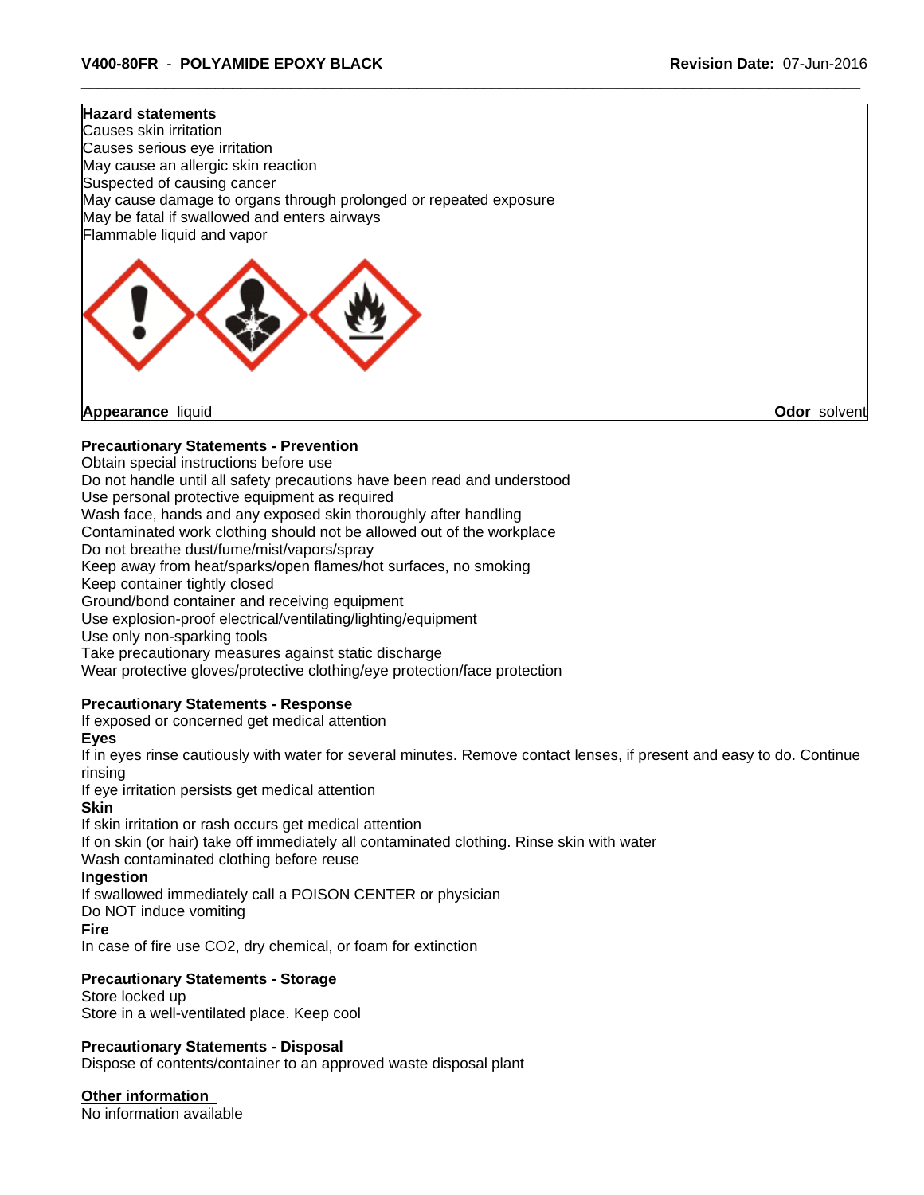**Hazard statements**
Causes skin irritation
Causes serious eye irritation
May cause an allergic skin reaction
Suspected of causing cancer
May cause damage to organs through prolonged or repeated exposure
May be fatal if swallowed and enters airways
Flammable liquid and vapor

**Appearance** liquid **Odor** solvent

**Precautionary Statements - Prevention**
Obtain special instructions before use
Do not handle until all safety precautions have been read and understood
Use personal protective equipment as required
Wash face, hands and any exposed skin thoroughly after handling
Contaminated work clothing should not be allowed out of the workplace
Do not breathe dust/fume/mist/vapors/spray
Keep away from heat/sparks/open flames/hot surfaces, no smoking
Keep container tightly closed
Ground/bond container and receiving equipment
Use explosion-proof electrical/ventilating/lighting/equipment
Use only non-sparking tools
Take precautionary measures against static discharge
Wear protective gloves/protective clothing/eye protection/face protection

**Precautionary Statements - Response**
If exposed or concerned get medical attention
**Eyes**
If in eyes rinse cautiously with water for several minutes. Remove contact lenses, if present and easy to do. Continue rinsing
If eye irritation persists get medical attention
**Skin**
If skin irritation or rash occurs get medical attention
If on skin (or hair) take off immediately all contaminated clothing. Rinse skin with water
Wash contaminated clothing before reuse
**Ingestion**
If swallowed immediately call a POISON CENTER or physician
Do NOT induce vomiting
**Fire**
In case of fire use $CO_2$, dry chemical, or foam for extinction

**Precautionary Statements - Storage**
Store locked up
Store in a well-ventilated place. Keep cool

**Precautionary Statements - Disposal**
Dispose of contents/container to an approved waste disposal plant

**Other information**
No information available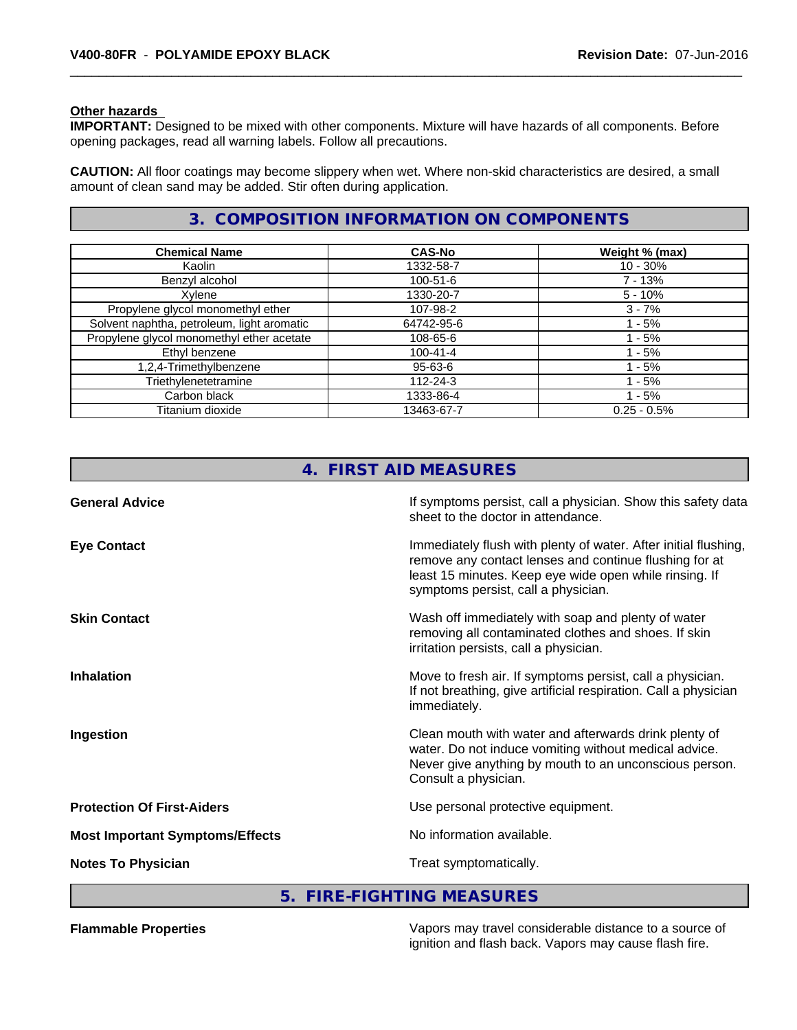**Other hazards**

**IMPORTANT:** Designed to be mixed with other components. Mixture will have hazards of all components. Before opening packages, read all warning labels. Follow all precautions.

**CAUTION:** All floor coatings may become slippery when wet. Where non-skid characteristics are desired, a small amount of clean sand may be added. Stir often during application.

## 3. COMPOSITION INFORMATION ON COMPONENTS

| Chemical Name | CAS-No | Weight % (max) |
|---|---|---|
| Kaolin | 1332-58-7 | 10 - 30% |
| Benzyl alcohol | 100-51-6 | 7 - 13% |
| Xylene | 1330-20-7 | 5 - 10% |
| Propylene glycol monomethyl ether | 107-98-2 | 3 - 7% |
| Solvent naphtha, petroleum, light aromatic | 64742-95-6 | 1 - 5% |
| Propylene glycol monomethyl ether acetate | 108-65-6 | 1 - 5% |
| Ethyl benzene | 100-41-4 | 1 - 5% |
| 1,2,4-Trimethylbenzene | 95-63-6 | 1 - 5% |
| Triethylenetetramine | 112-24-3 | 1 - 5% |
| Carbon black | 1333-86-4 | 1 - 5% |
| Titanium dioxide | 13463-67-7 | 0.25 - 0.5% |

## 4. FIRST AID MEASURES

**General Advice**

If symptoms persist, call a physician. Show this safety data sheet to the doctor in attendance.

**Eye Contact**

Immediately flush with plenty of water. After initial flushing, remove any contact lenses and continue flushing for at least 15 minutes. Keep eye wide open while rinsing. If symptoms persist, call a physician.

**Skin Contact**

Wash off immediately with soap and plenty of water removing all contaminated clothes and shoes. If skin irritation persists, call a physician.

**Inhalation**

Move to fresh air. If symptoms persist, call a physician. If not breathing, give artificial respiration. Call a physician immediately.

**Ingestion**

Clean mouth with water and afterwards drink plenty of water. Do not induce vomiting without medical advice. Never give anything by mouth to an unconscious person. Consult a physician.

**Protection Of First-Aiders**

Use personal protective equipment.

**Most Important Symptoms/Effects**

No information available.

**Notes To Physician**

Treat symptomatically.

## 5. FIRE-FIGHTING MEASURES

**Flammable Properties**

Vapors may travel considerable distance to a source of ignition and flash back. Vapors may cause flash fire.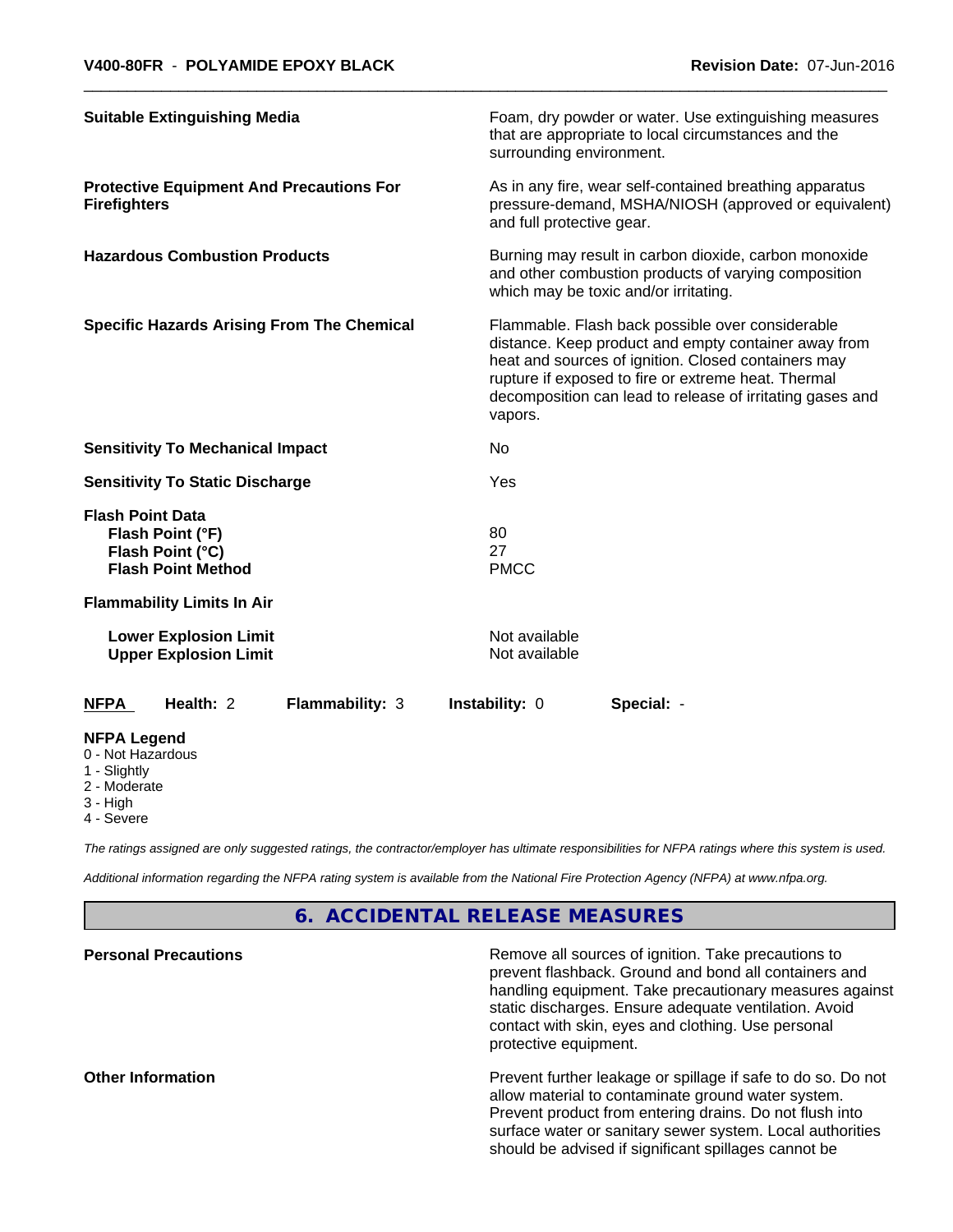| | |
|---|---|
| **Suitable Extinguishing Media** | Foam, dry powder or water. Use extinguishing measures that are appropriate to local circumstances and the surrounding environment. |
| **Protective Equipment And Precautions For Firefighters** | As in any fire, wear self-contained breathing apparatus pressure-demand, MSHA/NIOSH (approved or equivalent) and full protective gear. |
| **Hazardous Combustion Products** | Burning may result in carbon dioxide, carbon monoxide and other combustion products of varying composition which may be toxic and/or irritating. |
| **Specific Hazards Arising From The Chemical** | Flammable. Flash back possible over considerable distance. Keep product and empty container away from heat and sources of ignition. Closed containers may rupture if exposed to fire or extreme heat. Thermal decomposition can lead to release of irritating gases and vapors. |
| **Sensitivity To Mechanical Impact** | No |
| **Sensitivity To Static Discharge** | Yes |

**Flash Point Data**

| | |
|---|---|
| **Flash Point (°F)** | 80 |
| **Flash Point (°C)** | 27 |
| **Flash Point Method** | PMCC |

**Flammability Limits In Air**

| | |
|---|---|
| **Lower Explosion Limit** | Not available |
| **Upper Explosion Limit** | Not available |

| **NFPA** | **Health:** 2 | **Flammability:** 3 | **Instability:** 0 | **Special:** - |
|---|---|---|---|---|

**NFPA Legend**
- 0 - Not Hazardous
- 1 - Slightly
- 2 - Moderate
- 3 - High
- 4 - Severe

*The ratings assigned are only suggested ratings, the contractor/employer has ultimate responsibilities for NFPA ratings where this system is used.*

*Additional information regarding the NFPA rating system is available from the National Fire Protection Agency (NFPA) at www.nfpa.org.*

## 6. ACCIDENTAL RELEASE MEASURES

| | |
|---|---|
| **Personal Precautions** | Remove all sources of ignition. Take precautions to prevent flashback. Ground and bond all containers and handling equipment. Take precautionary measures against static discharges. Ensure adequate ventilation. Avoid contact with skin, eyes and clothing. Use personal protective equipment. |
| **Other Information** | Prevent further leakage or spillage if safe to do so. Do not allow material to contaminate ground water system. Prevent product from entering drains. Do not flush into surface water or sanitary sewer system. Local authorities should be advised if significant spillages cannot be |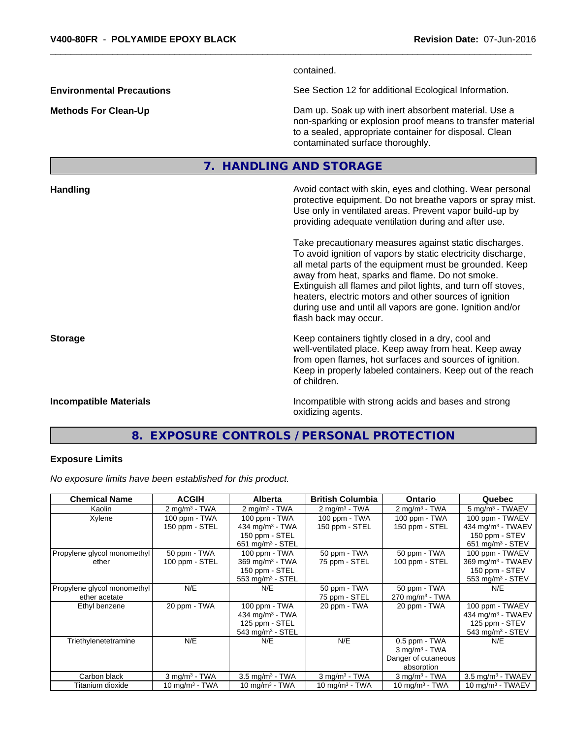contained.

**Environmental Precautions**

See Section 12 for additional Ecological Information.

**Methods For Clean-Up**

Dam up. Soak up with inert absorbent material. Use a non-sparking or explosion proof means to transfer material to a sealed, appropriate container for disposal. Clean contaminated surface thoroughly.

## 7. HANDLING AND STORAGE

**Handling**

Avoid contact with skin, eyes and clothing. Wear personal protective equipment. Do not breathe vapors or spray mist. Use only in ventilated areas. Prevent vapor build-up by providing adequate ventilation during and after use.

Take precautionary measures against static discharges. To avoid ignition of vapors by static electricity discharge, all metal parts of the equipment must be grounded. Keep away from heat, sparks and flame. Do not smoke. Extinguish all flames and pilot lights, and turn off stoves, heaters, electric motors and other sources of ignition during use and until all vapors are gone. Ignition and/or flash back may occur.

**Storage**

Keep containers tightly closed in a dry, cool and well-ventilated place. Keep away from heat. Keep away from open flames, hot surfaces and sources of ignition. Keep in properly labeled containers. Keep out of the reach of children.

**Incompatible Materials**

Incompatible with strong acids and bases and strong oxidizing agents.

## 8. EXPOSURE CONTROLS / PERSONAL PROTECTION

### Exposure Limits

*No exposure limits have been established for this product.*

| Chemical Name | ACGIH | Alberta | British Columbia | Ontario | Quebec |
|---|---|---|---|---|---|
| Kaolin | 2 mg/m³ - TWA | 2 mg/m³ - TWA | 2 mg/m³ - TWA | 2 mg/m³ - TWA | 5 mg/m³ - TWAEV |
| Xylene | 100 ppm - TWA<br>150 ppm - STEL | 100 ppm - TWA<br>434 mg/m³ - TWA<br>150 ppm - STEL<br>651 mg/m³ - STEL | 100 ppm - TWA<br>150 ppm - STEL | 100 ppm - TWA<br>150 ppm - STEL | 100 ppm - TWAEV<br>434 mg/m³ - TWAEV<br>150 ppm - STEV<br>651 mg/m³ - STEV |
| Propylene glycol monomethyl ether | 50 ppm - TWA<br>100 ppm - STEL | 100 ppm - TWA<br>369 mg/m³ - TWA<br>150 ppm - STEL<br>553 mg/m³ - STEL | 50 ppm - TWA<br>75 ppm - STEL | 50 ppm - TWA<br>100 ppm - STEL | 100 ppm - TWAEV<br>369 mg/m³ - TWAEV<br>150 ppm - STEV<br>553 mg/m³ - STEV |
| Propylene glycol monomethyl ether acetate | N/E | N/E | 50 ppm - TWA<br>75 ppm - STEL | 50 ppm - TWA<br>270 mg/m³ - TWA | N/E |
| Ethyl benzene | 20 ppm - TWA | 100 ppm - TWA<br>434 mg/m³ - TWA<br>125 ppm - STEL<br>543 mg/m³ - STEL | 20 ppm - TWA | 20 ppm - TWA | 100 ppm - TWAEV<br>434 mg/m³ - TWAEV<br>125 ppm - STEV<br>543 mg/m³ - STEV |
| Triethylenetetramine | N/E | N/E | N/E | 0.5 ppm - TWA<br>3 mg/m³ - TWA<br>Danger of cutaneous absorption | N/E |
| Carbon black | 3 mg/m³ - TWA | 3.5 mg/m³ - TWA | 3 mg/m³ - TWA | 3 mg/m³ - TWA | 3.5 mg/m³ - TWAEV |
| Titanium dioxide | 10 mg/m³ - TWA | 10 mg/m³ - TWA | 10 mg/m³ - TWA | 10 mg/m³ - TWA | 10 mg/m³ - TWAEV |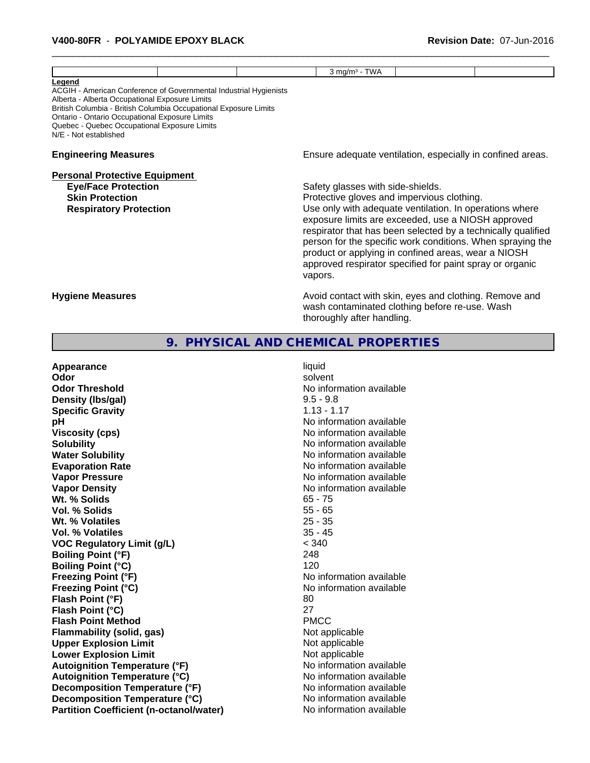|  |  |  | 3 mg/m³ - TWA |  |  |
|---|---|---|---|---|---|

**Legend**
ACGIH - American Conference of Governmental Industrial Hygienists
Alberta - Alberta Occupational Exposure Limits
British Columbia - British Columbia Occupational Exposure Limits
Ontario - Ontario Occupational Exposure Limits
Quebec - Quebec Occupational Exposure Limits
N/E - Not established

**Engineering Measures** Ensure adequate ventilation, especially in confined areas.

**Personal Protective Equipment**

**Eye/Face Protection** Safety glasses with side-shields.

**Skin Protection** Protective gloves and impervious clothing.

**Respiratory Protection** Use only with adequate ventilation. In operations where exposure limits are exceeded, use a NIOSH approved respirator that has been selected by a technically qualified person for the specific work conditions. When spraying the product or applying in confined areas, wear a NIOSH approved respirator specified for paint spray or organic vapors.

**Hygiene Measures** Avoid contact with skin, eyes and clothing. Remove and wash contaminated clothing before re-use. Wash thoroughly after handling.

## 9. PHYSICAL AND CHEMICAL PROPERTIES

| Property | Value |
|---|---|
| **Appearance** | liquid |
| **Odor** | solvent |
| **Odor Threshold** | No information available |
| **Density (lbs/gal)** | 9.5 - 9.8 |
| **Specific Gravity** | 1.13 - 1.17 |
| **pH** | No information available |
| **Viscosity (cps)** | No information available |
| **Solubility** | No information available |
| **Water Solubility** | No information available |
| **Evaporation Rate** | No information available |
| **Vapor Pressure** | No information available |
| **Vapor Density** | No information available |
| **Wt. % Solids** | 65 - 75 |
| **Vol. % Solids** | 55 - 65 |
| **Wt. % Volatiles** | 25 - 35 |
| **Vol. % Volatiles** | 35 - 45 |
| **VOC Regulatory Limit (g/L)** | < 340 |
| **Boiling Point (°F)** | 248 |
| **Boiling Point (°C)** | 120 |
| **Freezing Point (°F)** | No information available |
| **Freezing Point (°C)** | No information available |
| **Flash Point (°F)** | 80 |
| **Flash Point (°C)** | 27 |
| **Flash Point Method** | PMCC |
| **Flammability (solid, gas)** | Not applicable |
| **Upper Explosion Limit** | Not applicable |
| **Lower Explosion Limit** | Not applicable |
| **Autoignition Temperature (°F)** | No information available |
| **Autoignition Temperature (°C)** | No information available |
| **Decomposition Temperature (°F)** | No information available |
| **Decomposition Temperature (°C)** | No information available |
| **Partition Coefficient (n-octanol/water)** | No information available |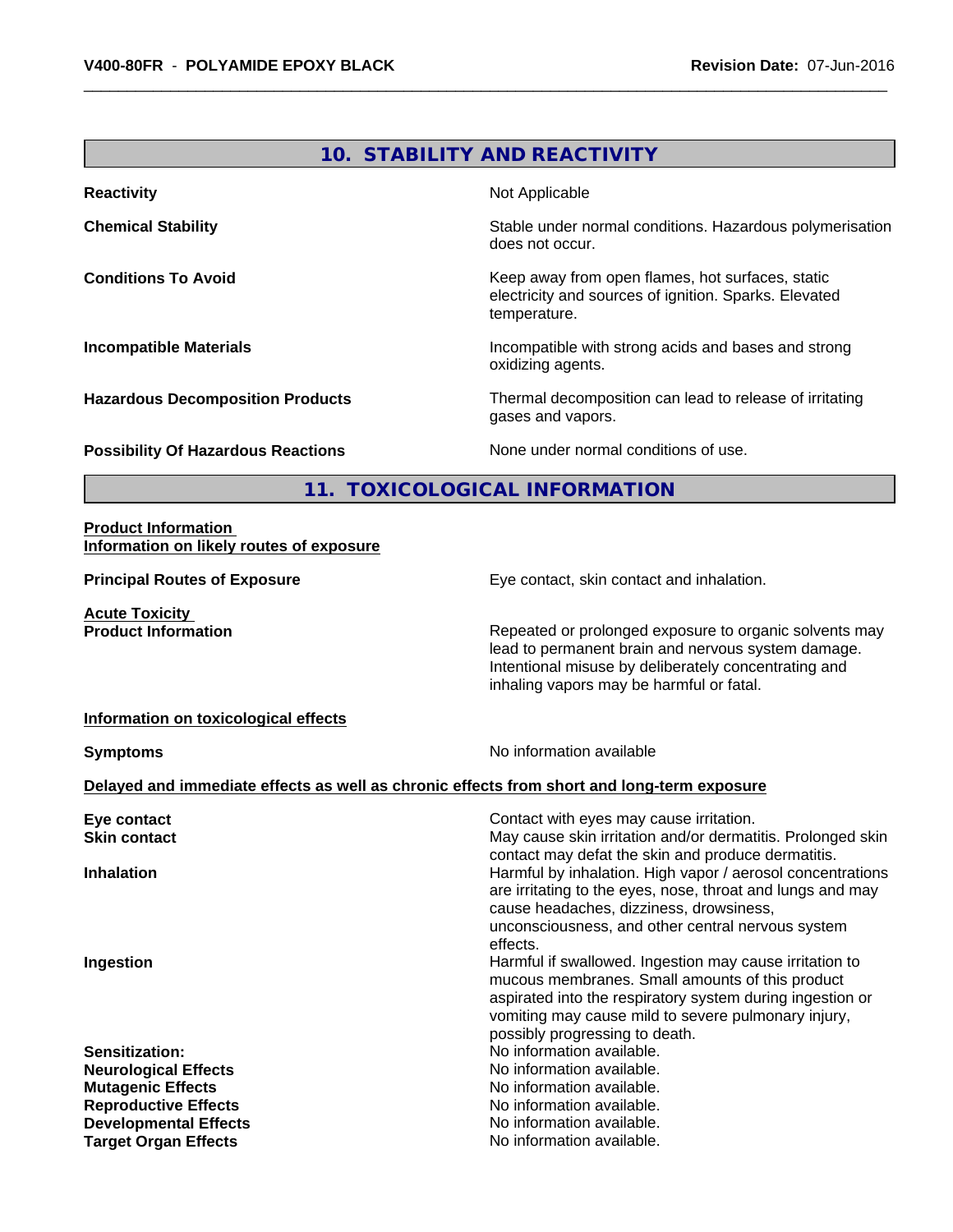## 10. STABILITY AND REACTIVITY

| | |
|---|---|
| **Reactivity** | Not Applicable |
| **Chemical Stability** | Stable under normal conditions. Hazardous polymerisation does not occur. |
| **Conditions To Avoid** | Keep away from open flames, hot surfaces, static electricity and sources of ignition. Sparks. Elevated temperature. |
| **Incompatible Materials** | Incompatible with strong acids and bases and strong oxidizing agents. |
| **Hazardous Decomposition Products** | Thermal decomposition can lead to release of irritating gases and vapors. |
| **Possibility Of Hazardous Reactions** | None under normal conditions of use. |

## 11. TOXICOLOGICAL INFORMATION

**Product Information**

**Information on likely routes of exposure**

**Principal Routes of Exposure** — Eye contact, skin contact and inhalation.

**Acute Toxicity**

**Product Information** — Repeated or prolonged exposure to organic solvents may lead to permanent brain and nervous system damage. Intentional misuse by deliberately concentrating and inhaling vapors may be harmful or fatal.

**Information on toxicological effects**

**Symptoms** — No information available

**Delayed and immediate effects as well as chronic effects from short and long-term exposure**

| | |
|---|---|
| **Eye contact** | Contact with eyes may cause irritation. |
| **Skin contact** | May cause skin irritation and/or dermatitis. Prolonged skin contact may defat the skin and produce dermatitis. |
| **Inhalation** | Harmful by inhalation. High vapor / aerosol concentrations are irritating to the eyes, nose, throat and lungs and may cause headaches, dizziness, drowsiness, unconsciousness, and other central nervous system effects. |
| **Ingestion** | Harmful if swallowed. Ingestion may cause irritation to mucous membranes. Small amounts of this product aspirated into the respiratory system during ingestion or vomiting may cause mild to severe pulmonary injury, possibly progressing to death. |
| **Sensitization:** | No information available. |
| **Neurological Effects** | No information available. |
| **Mutagenic Effects** | No information available. |
| **Reproductive Effects** | No information available. |
| **Developmental Effects** | No information available. |
| **Target Organ Effects** | No information available. |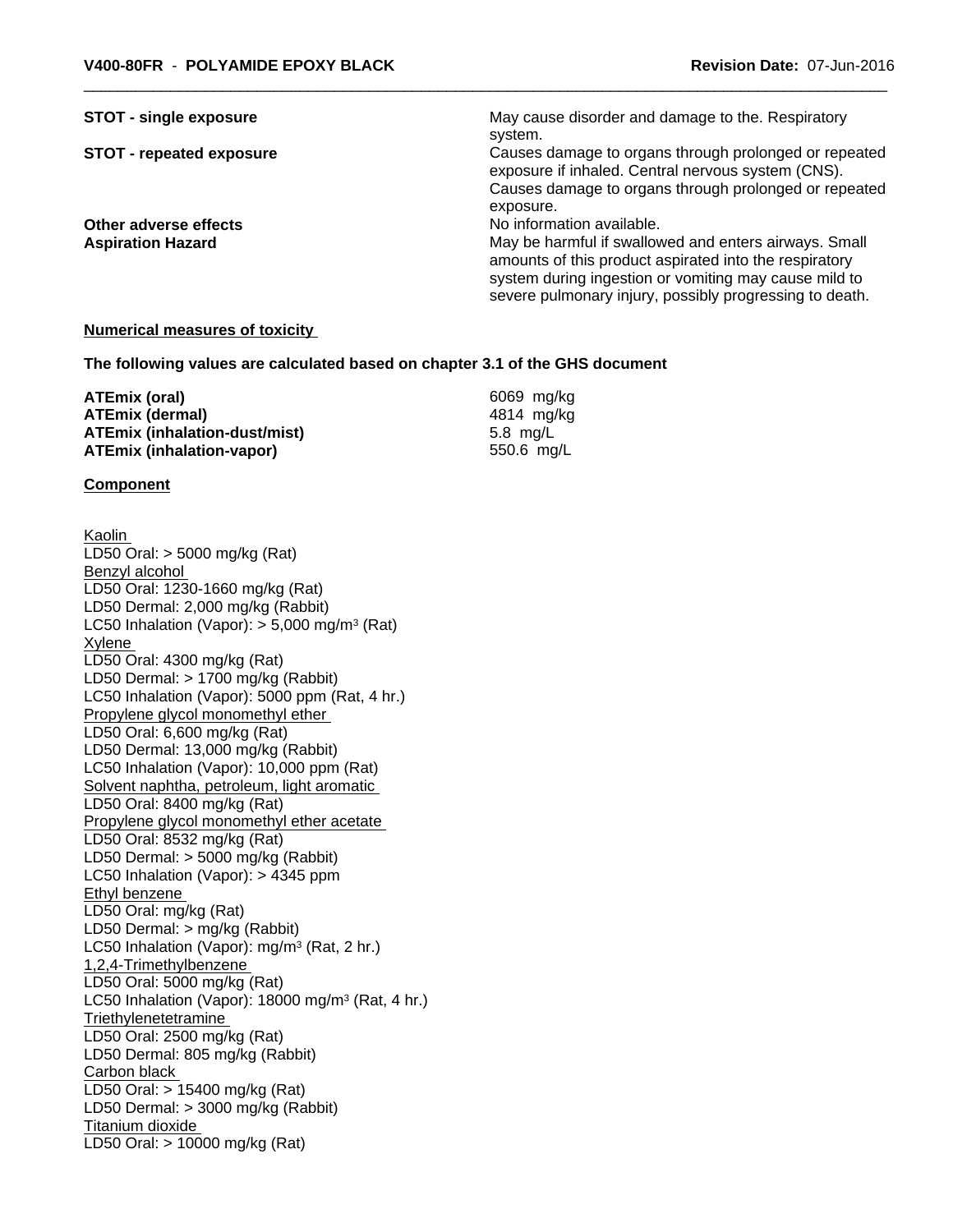| | |
|---|---|
| **STOT - single exposure** | May cause disorder and damage to the. Respiratory system. |
| **STOT - repeated exposure** | Causes damage to organs through prolonged or repeated exposure if inhaled. Central nervous system (CNS). Causes damage to organs through prolonged or repeated exposure. |
| **Other adverse effects** | No information available. |
| **Aspiration Hazard** | May be harmful if swallowed and enters airways. Small amounts of this product aspirated into the respiratory system during ingestion or vomiting may cause mild to severe pulmonary injury, possibly progressing to death. |

**Numerical measures of toxicity**

**The following values are calculated based on chapter 3.1 of the GHS document**

| | |
|---|---|
| **ATEmix (oral)** | 6069 mg/kg |
| **ATEmix (dermal)** | 4814 mg/kg |
| **ATEmix (inhalation-dust/mist)** | 5.8 mg/L |
| **ATEmix (inhalation-vapor)** | 550.6 mg/L |

**Component**

Kaolin
LD50 Oral: > 5000 mg/kg (Rat)

Benzyl alcohol
LD50 Oral: 1230-1660 mg/kg (Rat)
LD50 Dermal: 2,000 mg/kg (Rabbit)
LC50 Inhalation (Vapor): > 5,000 mg/m³ (Rat)

Xylene
LD50 Oral: 4300 mg/kg (Rat)
LD50 Dermal: > 1700 mg/kg (Rabbit)
LC50 Inhalation (Vapor): 5000 ppm (Rat, 4 hr.)

Propylene glycol monomethyl ether
LD50 Oral: 6,600 mg/kg (Rat)
LD50 Dermal: 13,000 mg/kg (Rabbit)
LC50 Inhalation (Vapor): 10,000 ppm (Rat)

Solvent naphtha, petroleum, light aromatic
LD50 Oral: 8400 mg/kg (Rat)

Propylene glycol monomethyl ether acetate
LD50 Oral: 8532 mg/kg (Rat)
LD50 Dermal: > 5000 mg/kg (Rabbit)
LC50 Inhalation (Vapor): > 4345 ppm

Ethyl benzene
LD50 Oral: mg/kg (Rat)
LD50 Dermal: > mg/kg (Rabbit)
LC50 Inhalation (Vapor): mg/m³ (Rat, 2 hr.)

1,2,4-Trimethylbenzene
LD50 Oral: 5000 mg/kg (Rat)
LC50 Inhalation (Vapor): 18000 mg/m³ (Rat, 4 hr.)

Triethylenetetramine
LD50 Oral: 2500 mg/kg (Rat)
LD50 Dermal: 805 mg/kg (Rabbit)

Carbon black
LD50 Oral: > 15400 mg/kg (Rat)
LD50 Dermal: > 3000 mg/kg (Rabbit)

Titanium dioxide
LD50 Oral: > 10000 mg/kg (Rat)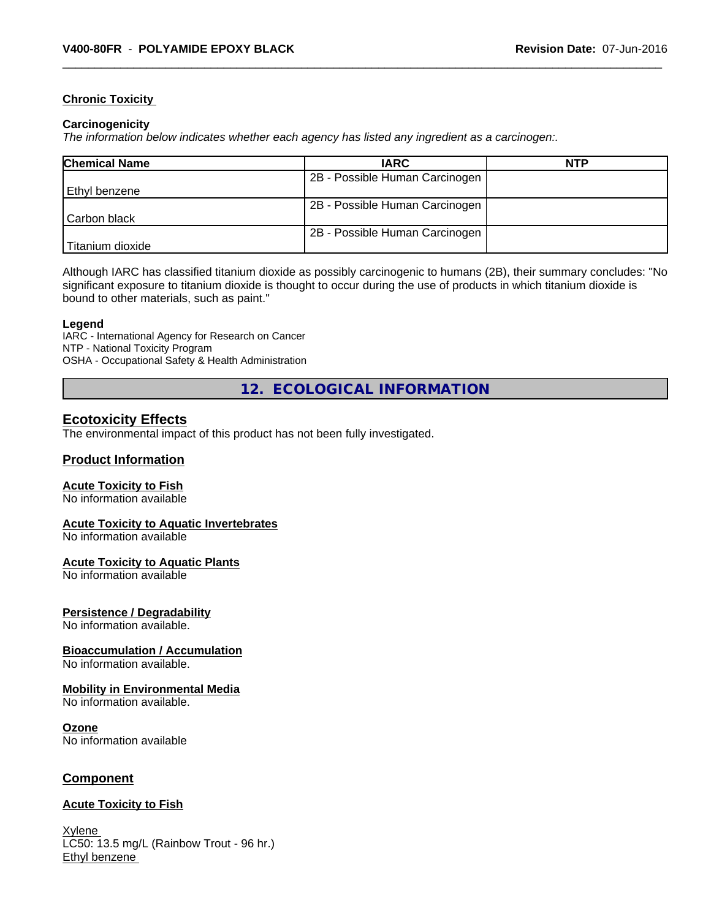### Chronic Toxicity

**Carcinogenicity**

*The information below indicates whether each agency has listed any ingredient as a carcinogen:.*

| Chemical Name | IARC | NTP |
| --- | --- | --- |
| Ethyl benzene | 2B - Possible Human Carcinogen | |
| Carbon black | 2B - Possible Human Carcinogen | |
| Titanium dioxide | 2B - Possible Human Carcinogen | |

Although IARC has classified titanium dioxide as possibly carcinogenic to humans (2B), their summary concludes: "No significant exposure to titanium dioxide is thought to occur during the use of products in which titanium dioxide is bound to other materials, such as paint."

**Legend**

IARC - International Agency for Research on Cancer
NTP - National Toxicity Program
OSHA - Occupational Safety & Health Administration

## 12. ECOLOGICAL INFORMATION

### Ecotoxicity Effects

The environmental impact of this product has not been fully investigated.

### Product Information

**Acute Toxicity to Fish**

No information available

**Acute Toxicity to Aquatic Invertebrates**

No information available

**Acute Toxicity to Aquatic Plants**

No information available

**Persistence / Degradability**

No information available.

**Bioaccumulation / Accumulation**

No information available.

**Mobility in Environmental Media**

No information available.

**Ozone**

No information available

### Component

**Acute Toxicity to Fish**

Xylene
LC50: 13.5 mg/L (Rainbow Trout - 96 hr.)
Ethyl benzene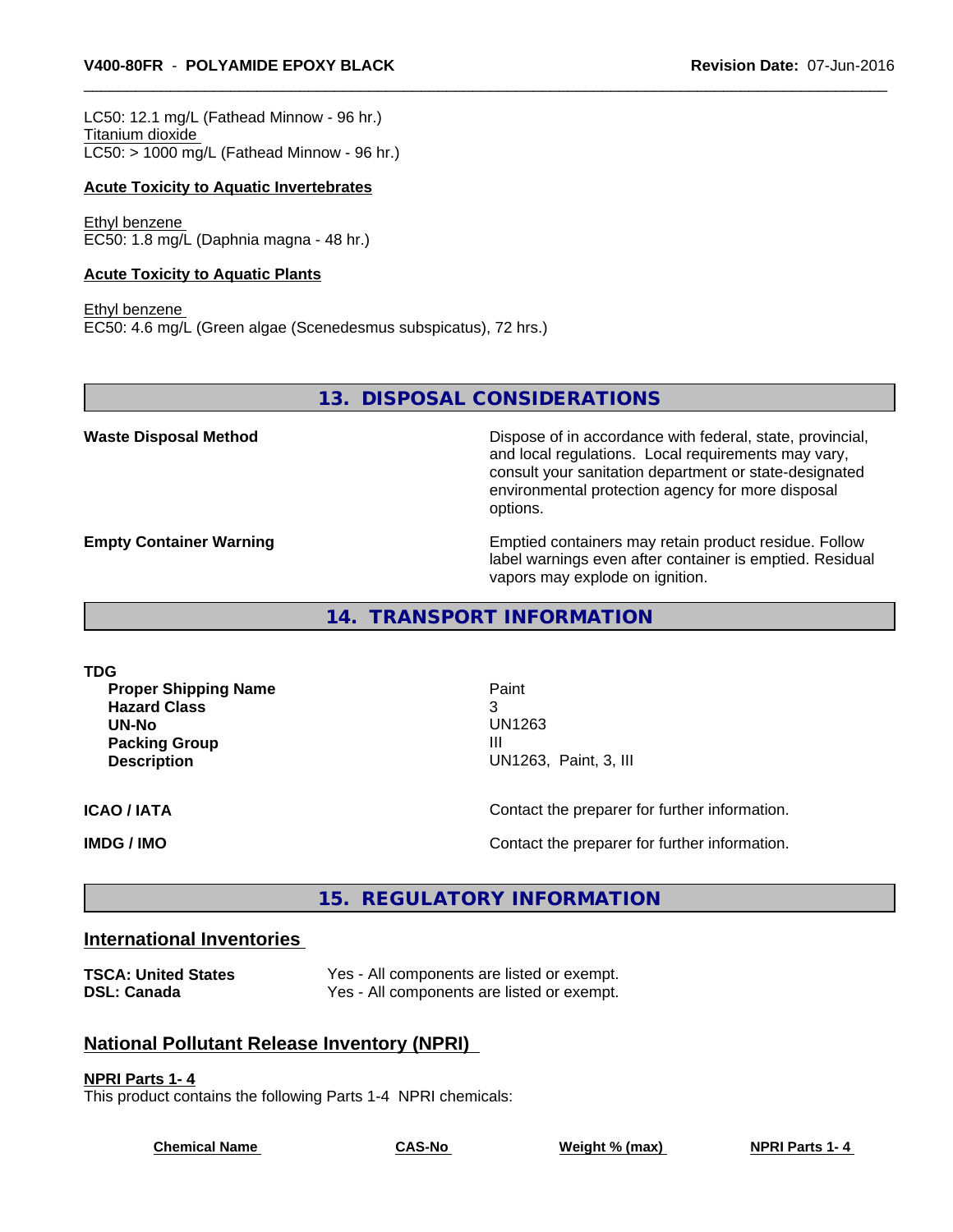LC50: 12.1 mg/L (Fathead Minnow - 96 hr.)
Titanium dioxide
LC50: > 1000 mg/L (Fathead Minnow - 96 hr.)

**Acute Toxicity to Aquatic Invertebrates**

Ethyl benzene
EC50: 1.8 mg/L (Daphnia magna - 48 hr.)

**Acute Toxicity to Aquatic Plants**

Ethyl benzene
EC50: 4.6 mg/L (Green algae (Scenedesmus subspicatus), 72 hrs.)

## 13. DISPOSAL CONSIDERATIONS

**Waste Disposal Method**
Dispose of in accordance with federal, state, provincial, and local regulations. Local requirements may vary, consult your sanitation department or state-designated environmental protection agency for more disposal options.

**Empty Container Warning**
Emptied containers may retain product residue. Follow label warnings even after container is emptied. Residual vapors may explode on ignition.

## 14. TRANSPORT INFORMATION

**TDG**

| | |
|---|---|
| **Proper Shipping Name** | Paint |
| **Hazard Class** | 3 |
| **UN-No** | UN1263 |
| **Packing Group** | III |
| **Description** | UN1263, Paint, 3, III |

**ICAO / IATA** — Contact the preparer for further information.

**IMDG / IMO** — Contact the preparer for further information.

## 15. REGULATORY INFORMATION

### International Inventories

| | |
|---|---|
| **TSCA: United States** | Yes - All components are listed or exempt. |
| **DSL: Canada** | Yes - All components are listed or exempt. |

### National Pollutant Release Inventory (NPRI)

**NPRI Parts 1- 4**
This product contains the following Parts 1-4 NPRI chemicals:

| Chemical Name | CAS-No | Weight % (max) | NPRI Parts 1- 4 |
|---|---|---|---|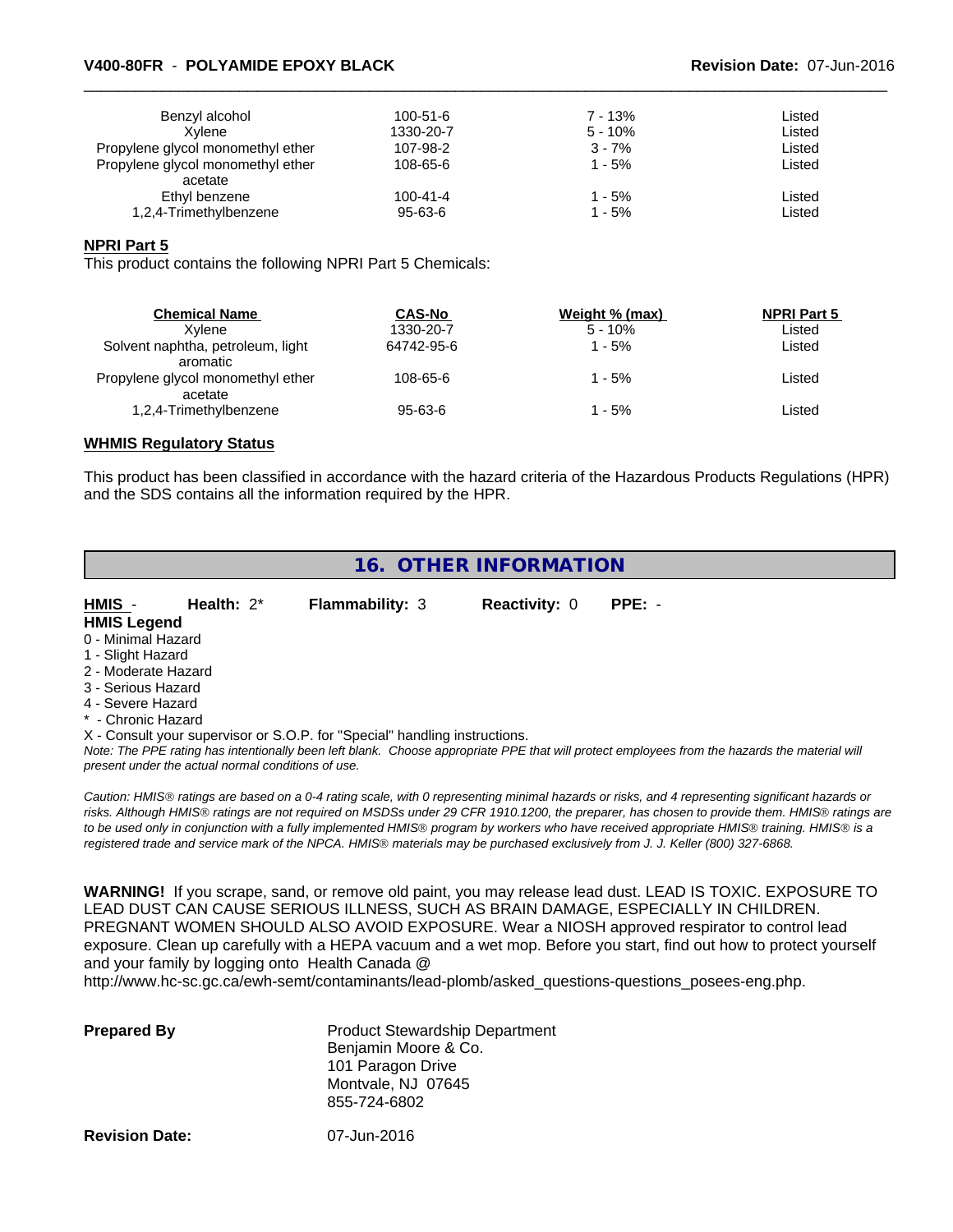| | | | |
|---|---|---|---|
| Benzyl alcohol | 100-51-6 | 7 - 13% | Listed |
| Xylene | 1330-20-7 | 5 - 10% | Listed |
| Propylene glycol monomethyl ether | 107-98-2 | 3 - 7% | Listed |
| Propylene glycol monomethyl ether acetate | 108-65-6 | 1 - 5% | Listed |
| Ethyl benzene | 100-41-4 | 1 - 5% | Listed |
| 1,2,4-Trimethylbenzene | 95-63-6 | 1 - 5% | Listed |

**NPRI Part 5**

This product contains the following NPRI Part 5 Chemicals:

| Chemical Name | CAS-No | Weight % (max) | NPRI Part 5 |
|---|---|---|---|
| Xylene | 1330-20-7 | 5 - 10% | Listed |
| Solvent naphtha, petroleum, light aromatic | 64742-95-6 | 1 - 5% | Listed |
| Propylene glycol monomethyl ether acetate | 108-65-6 | 1 - 5% | Listed |
| 1,2,4-Trimethylbenzene | 95-63-6 | 1 - 5% | Listed |

**WHMIS Regulatory Status**

This product has been classified in accordance with the hazard criteria of the Hazardous Products Regulations (HPR) and the SDS contains all the information required by the HPR.

## 16. OTHER INFORMATION

**HMIS** - **Health:** 2* **Flammability:** 3 **Reactivity:** 0 **PPE:** -

**HMIS Legend**

0 - Minimal Hazard
1 - Slight Hazard
2 - Moderate Hazard
3 - Serious Hazard
4 - Severe Hazard
* - Chronic Hazard
X - Consult your supervisor or S.O.P. for "Special" handling instructions.

*Note: The PPE rating has intentionally been left blank. Choose appropriate PPE that will protect employees from the hazards the material will present under the actual normal conditions of use.*

*Caution: HMIS® ratings are based on a 0-4 rating scale, with 0 representing minimal hazards or risks, and 4 representing significant hazards or risks. Although HMIS® ratings are not required on MSDSs under 29 CFR 1910.1200, the preparer, has chosen to provide them. HMIS® ratings are to be used only in conjunction with a fully implemented HMIS® program by workers who have received appropriate HMIS® training. HMIS® is a registered trade and service mark of the NPCA. HMIS® materials may be purchased exclusively from J. J. Keller (800) 327-6868.*

**WARNING!** If you scrape, sand, or remove old paint, you may release lead dust. LEAD IS TOXIC. EXPOSURE TO LEAD DUST CAN CAUSE SERIOUS ILLNESS, SUCH AS BRAIN DAMAGE, ESPECIALLY IN CHILDREN. PREGNANT WOMEN SHOULD ALSO AVOID EXPOSURE. Wear a NIOSH approved respirator to control lead exposure. Clean up carefully with a HEPA vacuum and a wet mop. Before you start, find out how to protect yourself and your family by logging onto Health Canada @ http://www.hc-sc.gc.ca/ewh-semt/contaminants/lead-plomb/asked_questions-questions_posees-eng.php.

**Prepared By**
Product Stewardship Department
Benjamin Moore & Co.
101 Paragon Drive
Montvale, NJ 07645
855-724-6802

**Revision Date:** 07-Jun-2016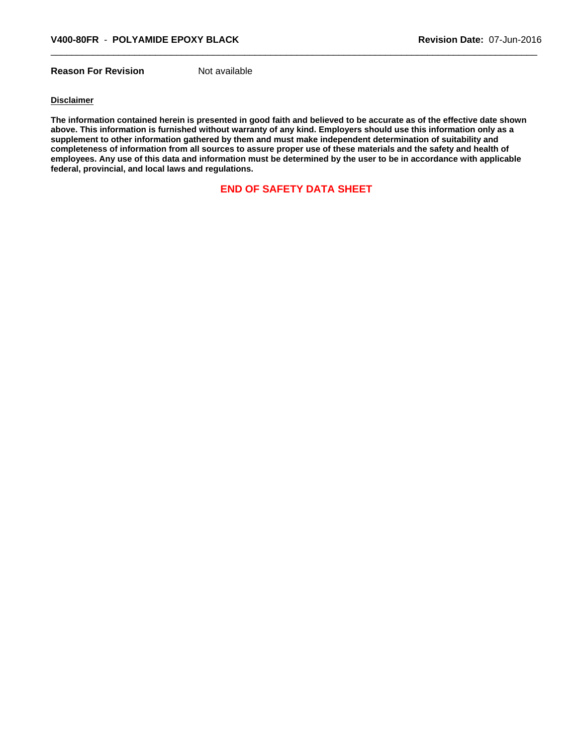**Reason For Revision** Not available

**Disclaimer**

**The information contained herein is presented in good faith and believed to be accurate as of the effective date shown above. This information is furnished without warranty of any kind. Employers should use this information only as a supplement to other information gathered by them and must make independent determination of suitability and completeness of information from all sources to assure proper use of these materials and the safety and health of employees. Any use of this data and information must be determined by the user to be in accordance with applicable federal, provincial, and local laws and regulations.**

**END OF SAFETY DATA SHEET**